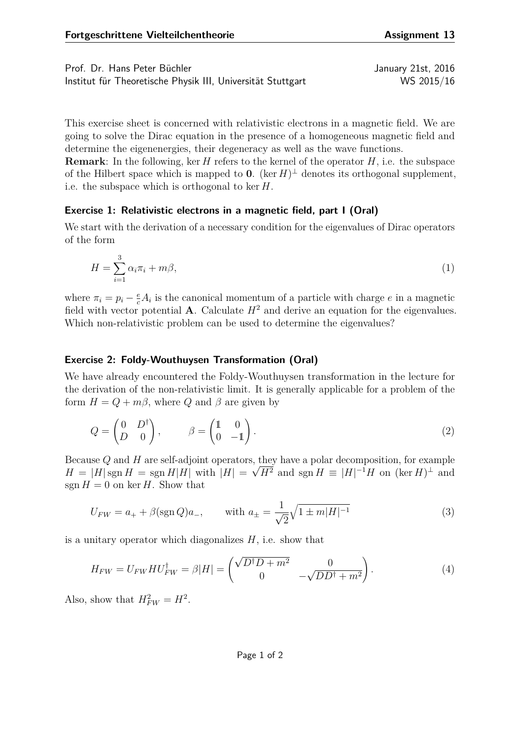**Fortgeschrittene Vielteilchentheorie** **Assignment 13**

Prof. Dr. Hans Peter Büchler — January 21st, 2016
Institut für Theoretische Physik III, Universität Stuttgart — WS 2015/16

This exercise sheet is concerned with relativistic electrons in a magnetic field. We are going to solve the Dirac equation in the presence of a homogeneous magnetic field and determine the eigenenergies, their degeneracy as well as the wave functions.

**Remark**: In the following, $\ker H$ refers to the kernel of the operator $H$, i.e. the subspace of the Hilbert space which is mapped to $\mathbf{0}$. $(\ker H)^{\perp}$ denotes its orthogonal supplement, i.e. the subspace which is orthogonal to $\ker H$.

### Exercise 1: Relativistic electrons in a magnetic field, part I (Oral)

We start with the derivation of a necessary condition for the eigenvalues of Dirac operators of the form

$$H = \sum_{i=1}^{3} \alpha_i \pi_i + m\beta, \tag{1}$$

where $\pi_i = p_i - \frac{e}{c} A_i$ is the canonical momentum of a particle with charge $e$ in a magnetic field with vector potential $\mathbf{A}$. Calculate $H^2$ and derive an equation for the eigenvalues. Which non-relativistic problem can be used to determine the eigenvalues?

### Exercise 2: Foldy-Wouthuysen Transformation (Oral)

We have already encountered the Foldy-Wouthuysen transformation in the lecture for the derivation of the non-relativistic limit. It is generally applicable for a problem of the form $H = Q + m\beta$, where $Q$ and $\beta$ are given by

$$Q = \begin{pmatrix} 0 & D^{\dagger} \\ D & 0 \end{pmatrix}, \qquad \beta = \begin{pmatrix} \mathbb{1} & 0 \\ 0 & -\mathbb{1} \end{pmatrix}. \tag{2}$$

Because $Q$ and $H$ are self-adjoint operators, they have a polar decomposition, for example $H = |H| \operatorname{sgn} H = \operatorname{sgn} H |H|$ with $|H| = \sqrt{H^2}$ and $\operatorname{sgn} H \equiv |H|^{-1} H$ on $(\ker H)^{\perp}$ and $\operatorname{sgn} H = 0$ on $\ker H$. Show that

$$U_{FW} = a_+ + \beta(\operatorname{sgn} Q) a_-, \qquad \text{with } a_{\pm} = \frac{1}{\sqrt{2}} \sqrt{1 \pm m|H|^{-1}} \tag{3}$$

is a unitary operator which diagonalizes $H$, i.e. show that

$$H_{FW} = U_{FW} H U_{FW}^{\dagger} = \beta |H| = \begin{pmatrix} \sqrt{D^{\dagger} D + m^2} & 0 \\ 0 & -\sqrt{D D^{\dagger} + m^2} \end{pmatrix}. \tag{4}$$

Also, show that $H_{FW}^2 = H^2$.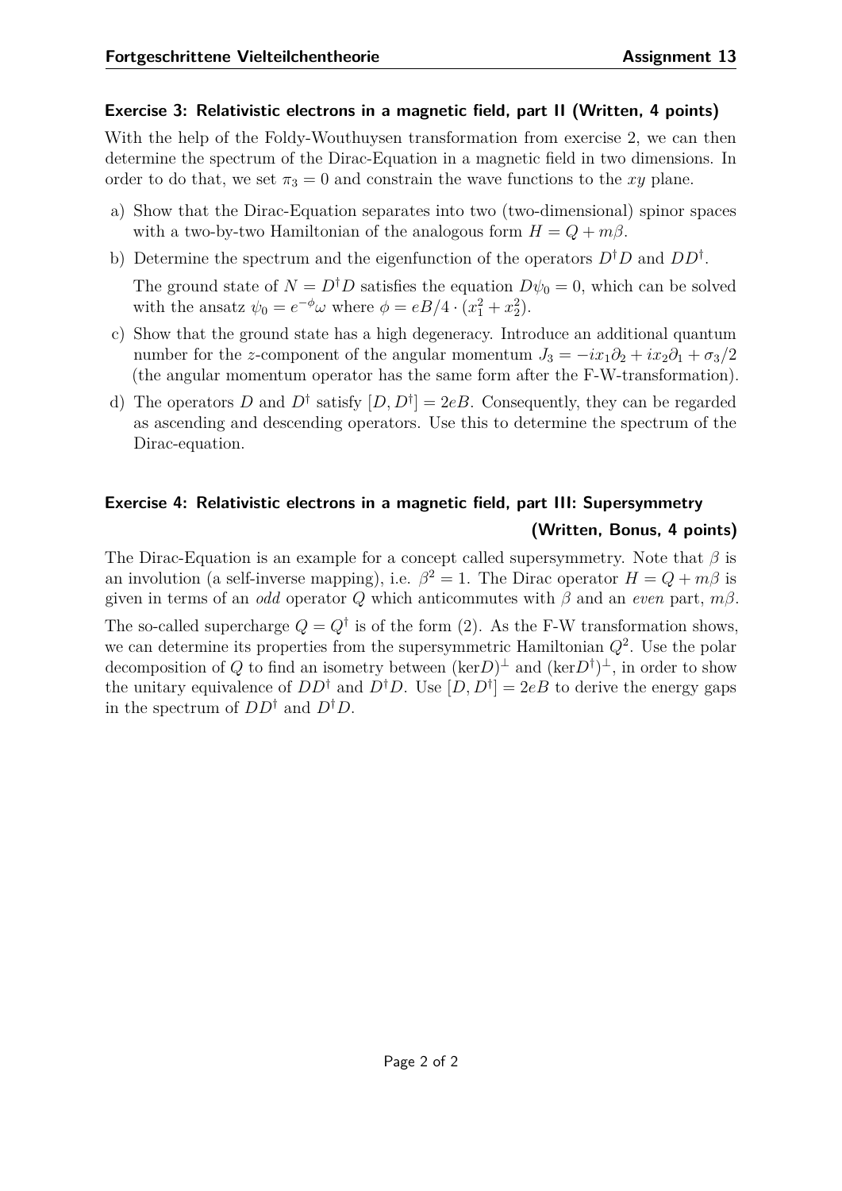### Exercise 3: Relativistic electrons in a magnetic field, part II (Written, 4 points)

With the help of the Foldy-Wouthuysen transformation from exercise 2, we can then determine the spectrum of the Dirac-Equation in a magnetic field in two dimensions. In order to do that, we set $\pi_3 = 0$ and constrain the wave functions to the $xy$ plane.

a) Show that the Dirac-Equation separates into two (two-dimensional) spinor spaces with a two-by-two Hamiltonian of the analogous form $H = Q + m\beta$.

b) Determine the spectrum and the eigenfunction of the operators $D^\dagger D$ and $DD^\dagger$.

   The ground state of $N = D^\dagger D$ satisfies the equation $D\psi_0 = 0$, which can be solved with the ansatz $\psi_0 = e^{-\phi}\omega$ where $\phi = eB/4 \cdot (x_1^2 + x_2^2)$.

c) Show that the ground state has a high degeneracy. Introduce an additional quantum number for the $z$-component of the angular momentum $J_3 = -ix_1\partial_2 + ix_2\partial_1 + \sigma_3/2$ (the angular momentum operator has the same form after the F-W-transformation).

d) The operators $D$ and $D^\dagger$ satisfy $[D, D^\dagger] = 2eB$. Consequently, they can be regarded as ascending and descending operators. Use this to determine the spectrum of the Dirac-equation.

### Exercise 4: Relativistic electrons in a magnetic field, part III: Supersymmetry (Written, Bonus, 4 points)

The Dirac-Equation is an example for a concept called supersymmetry. Note that $\beta$ is an involution (a self-inverse mapping), i.e. $\beta^2 = 1$. The Dirac operator $H = Q + m\beta$ is given in terms of an *odd* operator $Q$ which anticommutes with $\beta$ and an *even* part, $m\beta$.

The so-called supercharge $Q = Q^\dagger$ is of the form (2). As the F-W transformation shows, we can determine its properties from the supersymmetric Hamiltonian $Q^2$. Use the polar decomposition of $Q$ to find an isometry between $(\ker D)^\perp$ and $(\ker D^\dagger)^\perp$, in order to show the unitary equivalence of $DD^\dagger$ and $D^\dagger D$. Use $[D, D^\dagger] = 2eB$ to derive the energy gaps in the spectrum of $DD^\dagger$ and $D^\dagger D$.